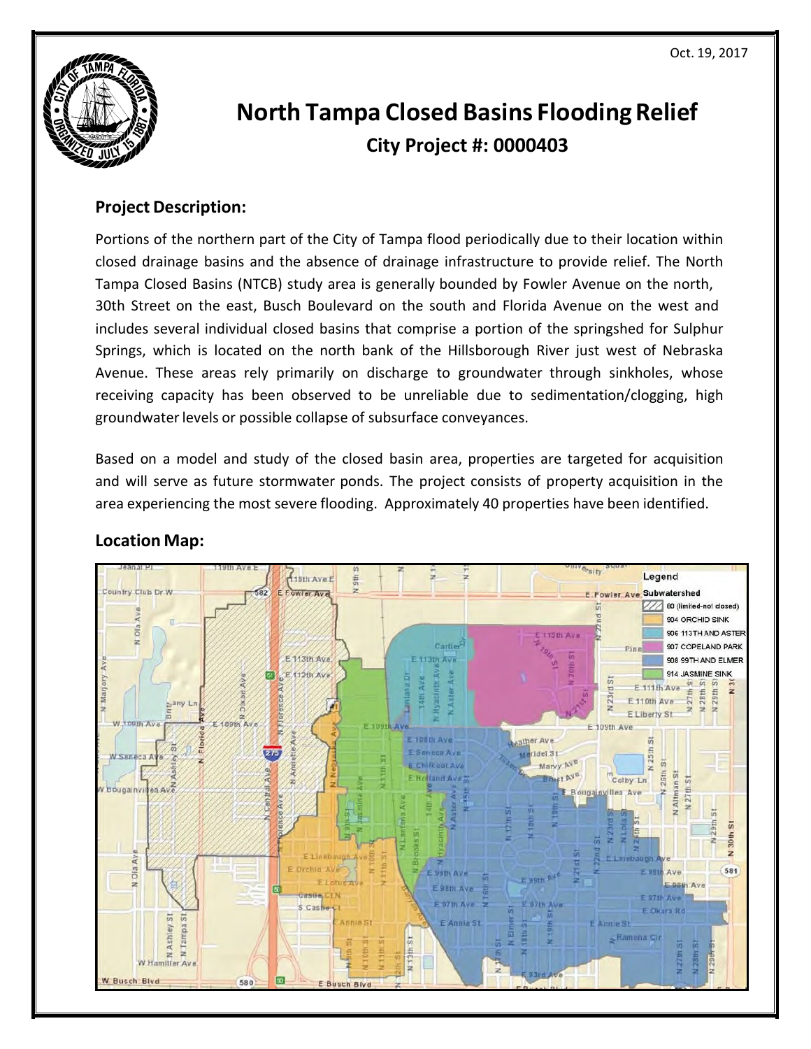Oct. 19, 2017

# North Tampa Closed Basins Flooding Relief

## City Project #: 0000403

### Project Description:

Portions of the northern part of the City of Tampa flood periodically due to their location within closed drainage basins and the absence of drainage infrastructure to provide relief. The North Tampa Closed Basins (NTCB) study area is generally bounded by Fowler Avenue on the north, 30th Street on the east, Busch Boulevard on the south and Florida Avenue on the west and includes several individual closed basins that comprise a portion of the springshed for Sulphur Springs, which is located on the north bank of the Hillsborough River just west of Nebraska Avenue. These areas rely primarily on discharge to groundwater through sinkholes, whose receiving capacity has been observed to be unreliable due to sedimentation/clogging, high groundwater levels or possible collapse of subsurface conveyances.

Based on a model and study of the closed basin area, properties are targeted for acquisition and will serve as future stormwater ponds. The project consists of property acquisition in the area experiencing the most severe flooding. Approximately 40 properties have been identified.

### Location Map: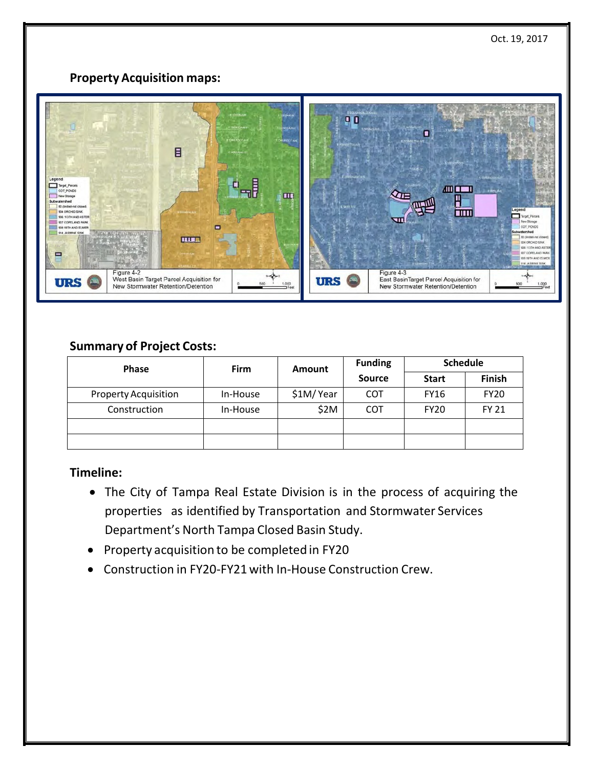## Property Acquisition maps:

Figure 4-2
West Basin Target Parcel Acquisition for New Stormwater Retention/Detention

Figure 4-3
East Basin Target Parcel Acquisition for New Stormwater Retention/Detention

## Summary of Project Costs:

| Phase | Firm | Amount | Funding Source | Schedule | |
|---|---|---|---|---|---|
| | | | | Start | Finish |
| Property Acquisition | In-House | $1M/ Year | COT | FY16 | FY20 |
| Construction | In-House | $2M | COT | FY20 | FY 21 |
| | | | | | |
| | | | | | |

## Timeline:

- The City of Tampa Real Estate Division is in the process of acquiring the properties as identified by Transportation and Stormwater Services Department's North Tampa Closed Basin Study.
- Property acquisition to be completed in FY20
- Construction in FY20-FY21 with In-House Construction Crew.